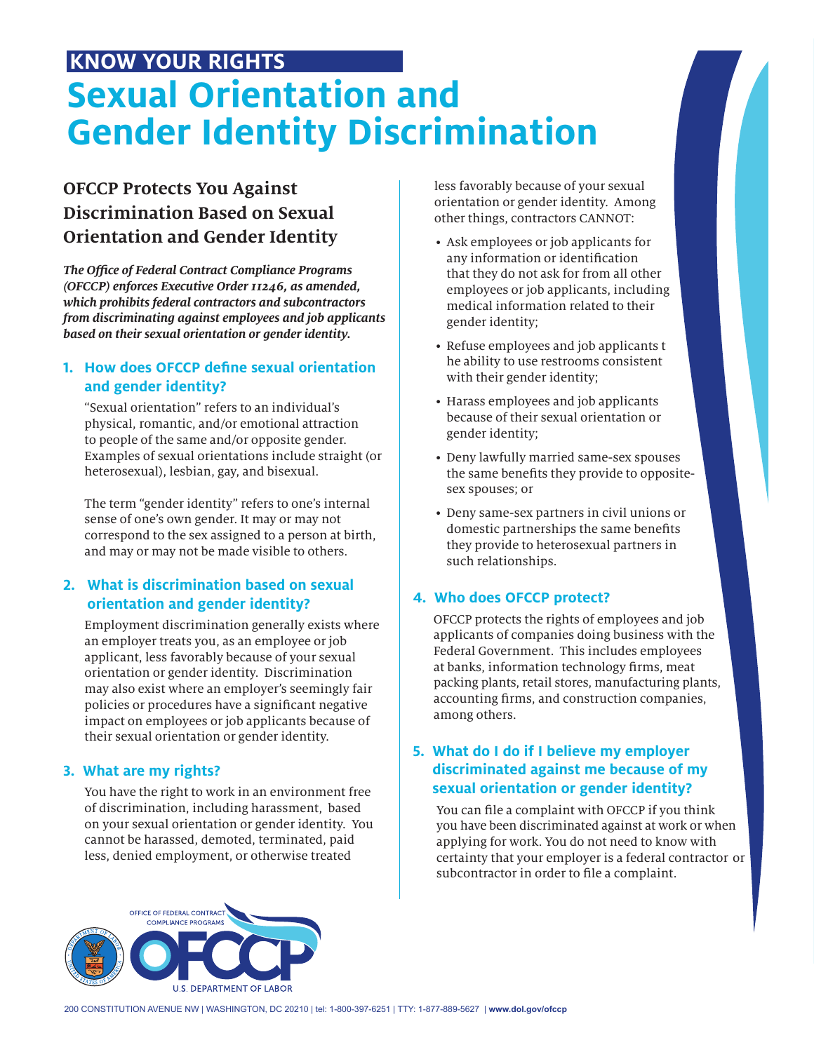**KNOW YOUR RIGHTS**

# Sexual Orientation and Gender Identity Discrimination

## OFCCP Protects You Against Discrimination Based on Sexual Orientation and Gender Identity

***The Office of Federal Contract Compliance Programs (OFCCP) enforces Executive Order 11246, as amended, which prohibits federal contractors and subcontractors from discriminating against employees and job applicants based on their sexual orientation or gender identity.***

### 1. How does OFCCP define sexual orientation and gender identity?

"Sexual orientation" refers to an individual's physical, romantic, and/or emotional attraction to people of the same and/or opposite gender. Examples of sexual orientations include straight (or heterosexual), lesbian, gay, and bisexual.

The term "gender identity" refers to one's internal sense of one's own gender. It may or may not correspond to the sex assigned to a person at birth, and may or may not be made visible to others.

### 2. What is discrimination based on sexual orientation and gender identity?

Employment discrimination generally exists where an employer treats you, as an employee or job applicant, less favorably because of your sexual orientation or gender identity. Discrimination may also exist where an employer's seemingly fair policies or procedures have a significant negative impact on employees or job applicants because of their sexual orientation or gender identity.

### 3. What are my rights?

You have the right to work in an environment free of discrimination, including harassment, based on your sexual orientation or gender identity. You cannot be harassed, demoted, terminated, paid less, denied employment, or otherwise treated less favorably because of your sexual orientation or gender identity. Among other things, contractors CANNOT:

- Ask employees or job applicants for any information or identification that they do not ask for from all other employees or job applicants, including medical information related to their gender identity;
- Refuse employees and job applicants t he ability to use restrooms consistent with their gender identity;
- Harass employees and job applicants because of their sexual orientation or gender identity;
- Deny lawfully married same-sex spouses the same benefits they provide to opposite-sex spouses; or
- Deny same-sex partners in civil unions or domestic partnerships the same benefits they provide to heterosexual partners in such relationships.

### 4. Who does OFCCP protect?

OFCCP protects the rights of employees and job applicants of companies doing business with the Federal Government. This includes employees at banks, information technology firms, meat packing plants, retail stores, manufacturing plants, accounting firms, and construction companies, among others.

### 5. What do I do if I believe my employer discriminated against me because of my sexual orientation or gender identity?

You can file a complaint with OFCCP if you think you have been discriminated against at work or when applying for work. You do not need to know with certainty that your employer is a federal contractor or subcontractor in order to file a complaint.

OFFICE OF FEDERAL CONTRACT COMPLIANCE PROGRAMS

OFCCP

U.S. DEPARTMENT OF LABOR

200 CONSTITUTION AVENUE NW | WASHINGTON, DC 20210 | tel: 1-800-397-6251 | TTY: 1-877-889-5627 | **www.dol.gov/ofccp**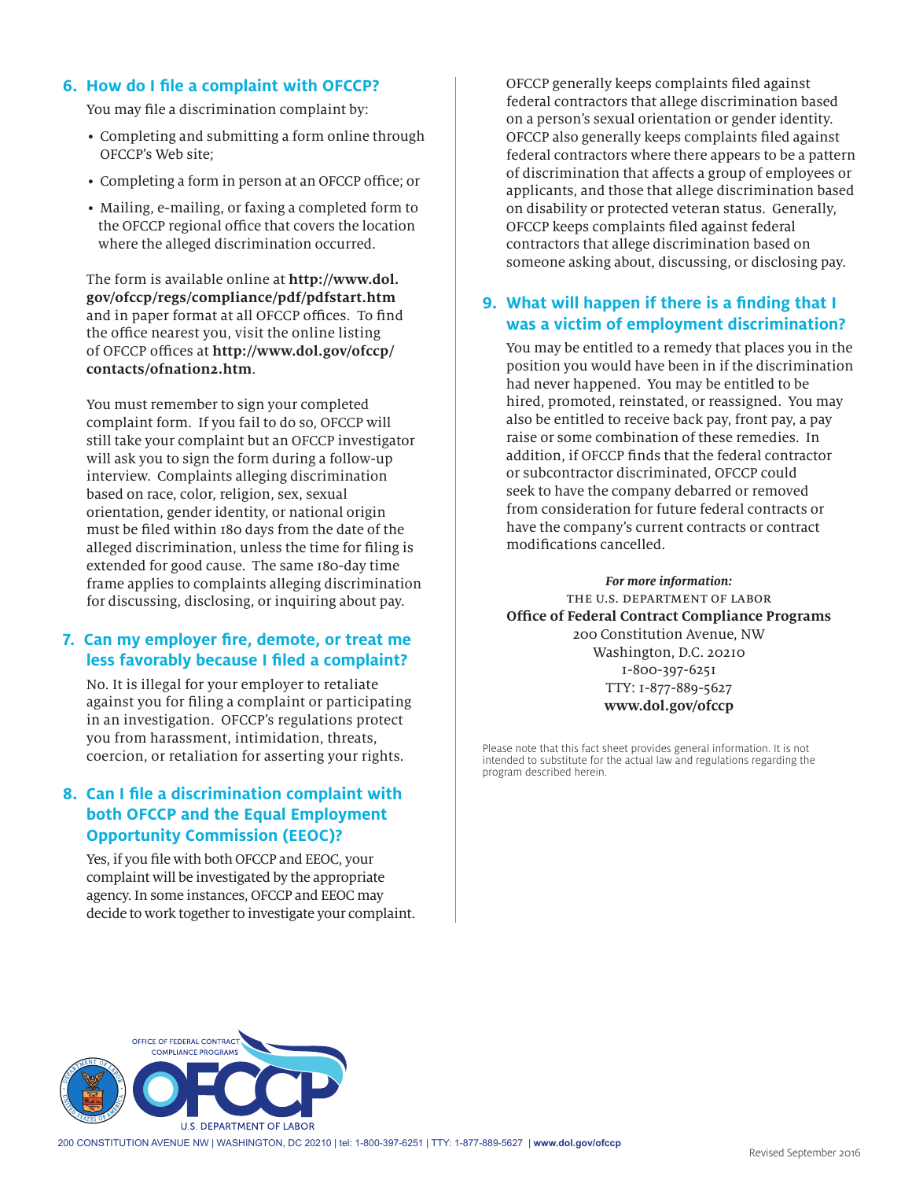## 6. How do I file a complaint with OFCCP?

You may file a discrimination complaint by:

- Completing and submitting a form online through OFCCP's Web site;
- Completing a form in person at an OFCCP office; or
- Mailing, e-mailing, or faxing a completed form to the OFCCP regional office that covers the location where the alleged discrimination occurred.

The form is available online at **http://www.dol.gov/ofccp/regs/compliance/pdf/pdfstart.htm** and in paper format at all OFCCP offices. To find the office nearest you, visit the online listing of OFCCP offices at **http://www.dol.gov/ofccp/contacts/ofnation2.htm**.

You must remember to sign your completed complaint form. If you fail to do so, OFCCP will still take your complaint but an OFCCP investigator will ask you to sign the form during a follow-up interview. Complaints alleging discrimination based on race, color, religion, sex, sexual orientation, gender identity, or national origin must be filed within 180 days from the date of the alleged discrimination, unless the time for filing is extended for good cause. The same 180-day time frame applies to complaints alleging discrimination for discussing, disclosing, or inquiring about pay.

## 7. Can my employer fire, demote, or treat me less favorably because I filed a complaint?

No. It is illegal for your employer to retaliate against you for filing a complaint or participating in an investigation. OFCCP's regulations protect you from harassment, intimidation, threats, coercion, or retaliation for asserting your rights.

## 8. Can I file a discrimination complaint with both OFCCP and the Equal Employment Opportunity Commission (EEOC)?

Yes, if you file with both OFCCP and EEOC, your complaint will be investigated by the appropriate agency. In some instances, OFCCP and EEOC may decide to work together to investigate your complaint.

OFCCP generally keeps complaints filed against federal contractors that allege discrimination based on a person's sexual orientation or gender identity. OFCCP also generally keeps complaints filed against federal contractors where there appears to be a pattern of discrimination that affects a group of employees or applicants, and those that allege discrimination based on disability or protected veteran status. Generally, OFCCP keeps complaints filed against federal contractors that allege discrimination based on someone asking about, discussing, or disclosing pay.

## 9. What will happen if there is a finding that I was a victim of employment discrimination?

You may be entitled to a remedy that places you in the position you would have been in if the discrimination had never happened. You may be entitled to be hired, promoted, reinstated, or reassigned. You may also be entitled to receive back pay, front pay, a pay raise or some combination of these remedies. In addition, if OFCCP finds that the federal contractor or subcontractor discriminated, OFCCP could seek to have the company debarred or removed from consideration for future federal contracts or have the company's current contracts or contract modifications cancelled.

*For more information:*

THE U.S. DEPARTMENT OF LABOR

**Office of Federal Contract Compliance Programs**

200 Constitution Avenue, NW

Washington, D.C. 20210

1-800-397-6251

TTY: 1-877-889-5627

**www.dol.gov/ofccp**

Please note that this fact sheet provides general information. It is not intended to substitute for the actual law and regulations regarding the program described herein.

OFFICE OF FEDERAL CONTRACT COMPLIANCE PROGRAMS

OFCCP

U.S. DEPARTMENT OF LABOR

200 CONSTITUTION AVENUE NW | WASHINGTON, DC 20210 | tel: 1-800-397-6251 | TTY: 1-877-889-5627 | **www.dol.gov/ofccp**

Revised September 2016